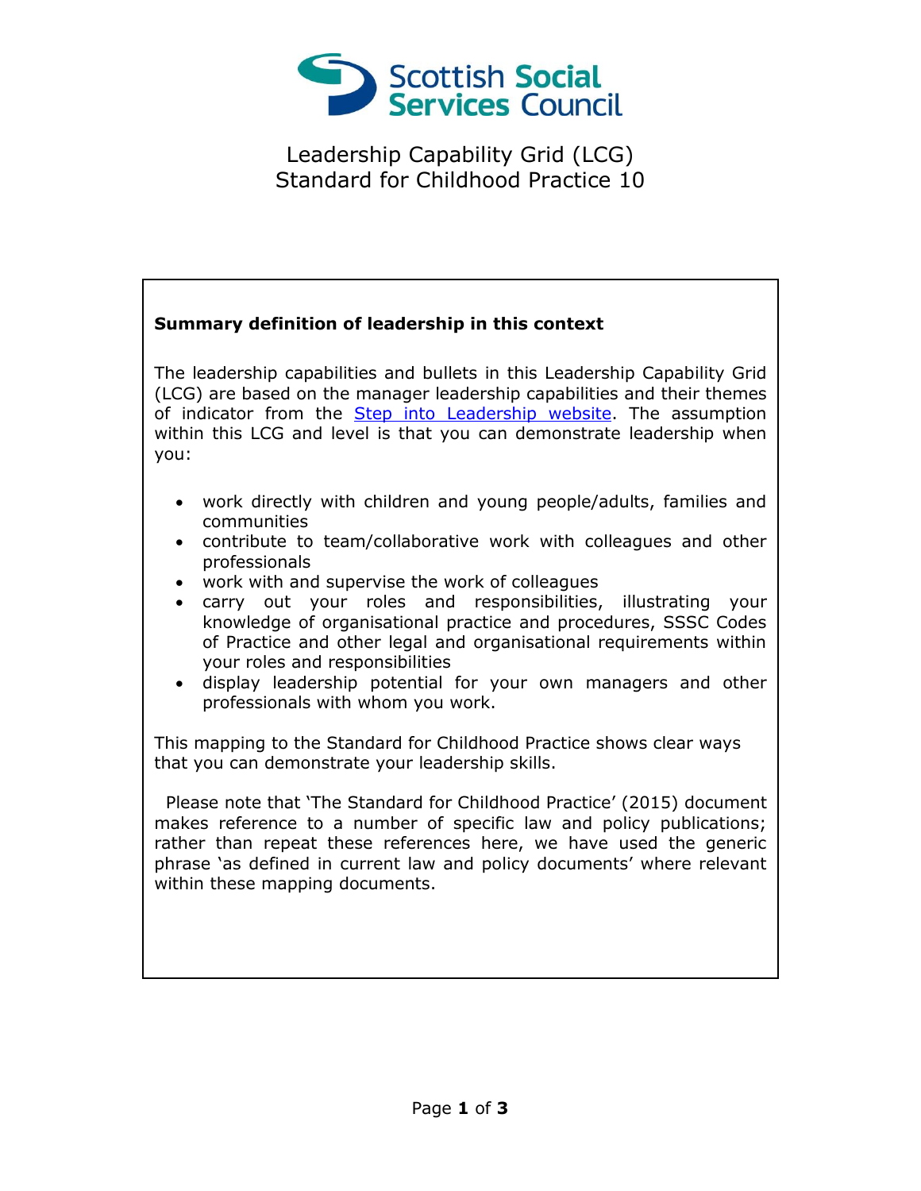Scottish Social Services Council

# Leadership Capability Grid (LCG)
# Standard for Childhood Practice 10

**Summary definition of leadership in this context**

The leadership capabilities and bullets in this Leadership Capability Grid (LCG) are based on the manager leadership capabilities and their themes of indicator from the [Step into Leadership website](). The assumption within this LCG and level is that you can demonstrate leadership when you:

- work directly with children and young people/adults, families and communities
- contribute to team/collaborative work with colleagues and other professionals
- work with and supervise the work of colleagues
- carry out your roles and responsibilities, illustrating your knowledge of organisational practice and procedures, SSSC Codes of Practice and other legal and organisational requirements within your roles and responsibilities
- display leadership potential for your own managers and other professionals with whom you work.

This mapping to the Standard for Childhood Practice shows clear ways that you can demonstrate your leadership skills.

Please note that 'The Standard for Childhood Practice' (2015) document makes reference to a number of specific law and policy publications; rather than repeat these references here, we have used the generic phrase 'as defined in current law and policy documents' where relevant within these mapping documents.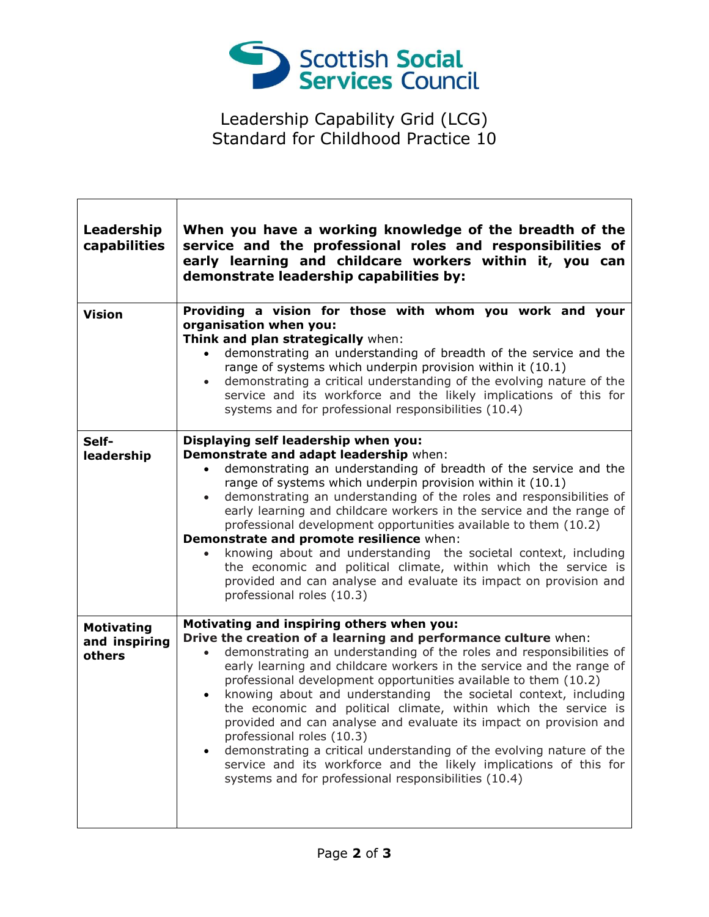# Leadership Capability Grid (LCG)
## Standard for Childhood Practice 10

| Leadership capabilities | When you have a working knowledge of the breadth of the service and the professional roles and responsibilities of early learning and childcare workers within it, you can demonstrate leadership capabilities by: |
|---|---|
| **Vision** | **Providing a vision for those with whom you work and your organisation when you:**<br>**Think and plan strategically** when:<br>• demonstrating an understanding of breadth of the service and the range of systems which underpin provision within it (10.1)<br>• demonstrating a critical understanding of the evolving nature of the service and its workforce and the likely implications of this for systems and for professional responsibilities (10.4) |
| **Self-leadership** | **Displaying self leadership when you:**<br>**Demonstrate and adapt leadership** when:<br>• demonstrating an understanding of breadth of the service and the range of systems which underpin provision within it (10.1)<br>• demonstrating an understanding of the roles and responsibilities of early learning and childcare workers in the service and the range of professional development opportunities available to them (10.2)<br>**Demonstrate and promote resilience** when:<br>• knowing about and understanding the societal context, including the economic and political climate, within which the service is provided and can analyse and evaluate its impact on provision and professional roles (10.3) |
| **Motivating and inspiring others** | **Motivating and inspiring others when you:**<br>**Drive the creation of a learning and performance culture** when:<br>• demonstrating an understanding of the roles and responsibilities of early learning and childcare workers in the service and the range of professional development opportunities available to them (10.2)<br>• knowing about and understanding the societal context, including the economic and political climate, within which the service is provided and can analyse and evaluate its impact on provision and professional roles (10.3)<br>• demonstrating a critical understanding of the evolving nature of the service and its workforce and the likely implications of this for systems and for professional responsibilities (10.4) |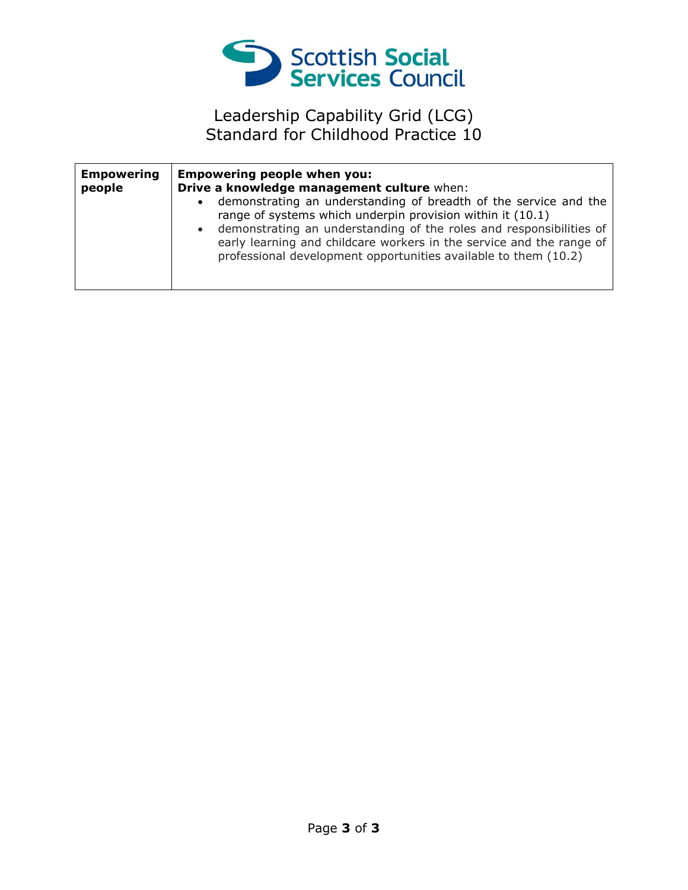Scottish Social Services Council

# Leadership Capability Grid (LCG)
# Standard for Childhood Practice 10

| | |
|---|---|
| **Empowering people** | **Empowering people when you:**<br>**Drive a knowledge management culture** when:<br>• demonstrating an understanding of breadth of the service and the range of systems which underpin provision within it (10.1)<br>• demonstrating an understanding of the roles and responsibilities of early learning and childcare workers in the service and the range of professional development opportunities available to them (10.2) |